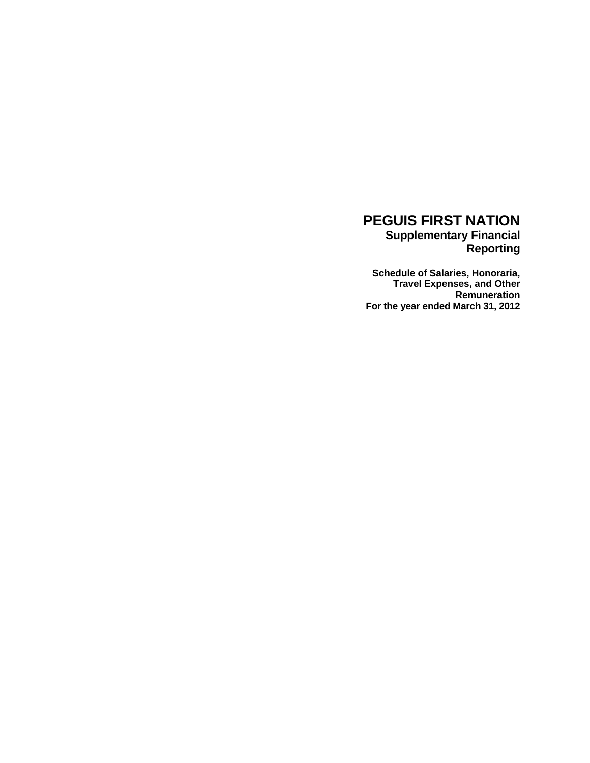# PEGUIS FIRST NATION

## Supplementary Financial Reporting

**Schedule of Salaries, Honoraria, Travel Expenses, and Other Remuneration**
**For the year ended March 31, 2012**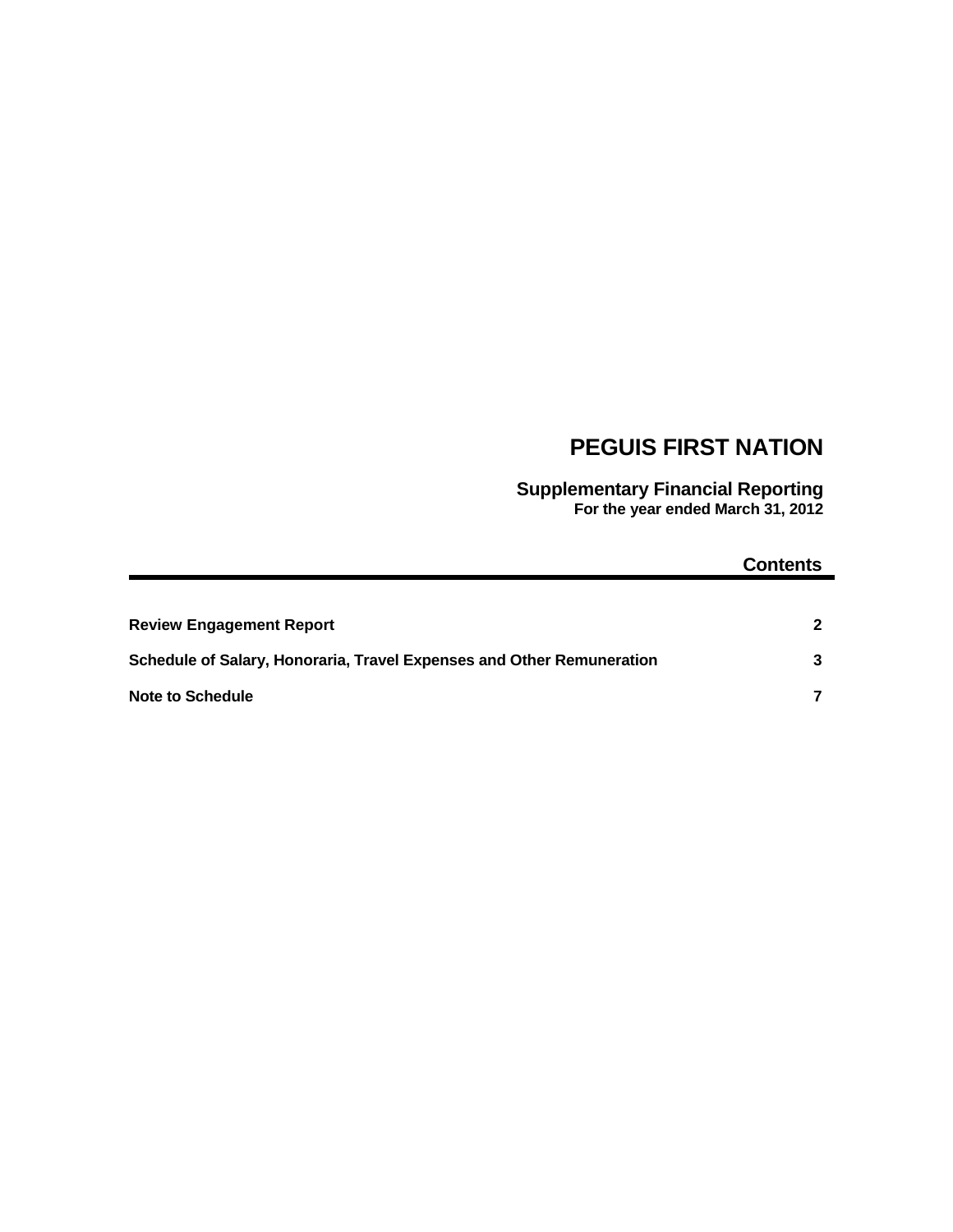# PEGUIS FIRST NATION

## Supplementary Financial Reporting

**For the year ended March 31, 2012**

### Contents

| | |
|---|---|
| **Review Engagement Report** | **2** |
| **Schedule of Salary, Honoraria, Travel Expenses and Other Remuneration** | **3** |
| **Note to Schedule** | **7** |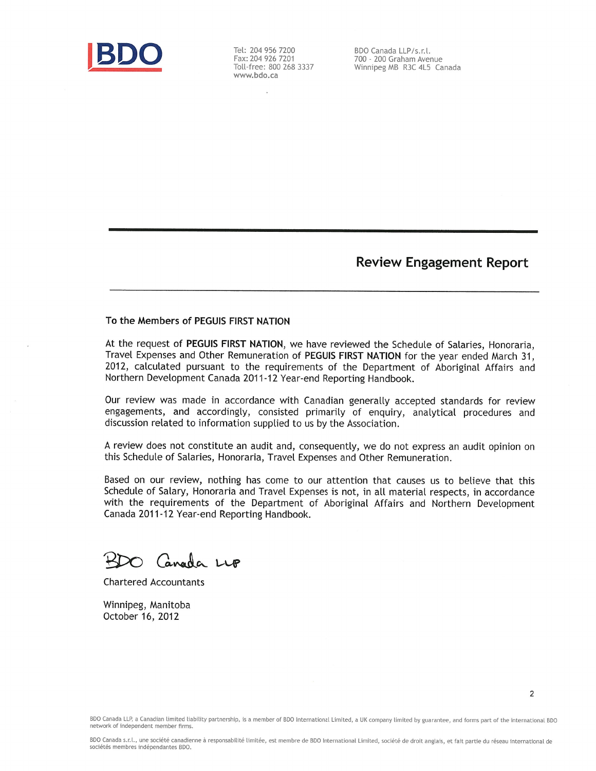BDO

Tel: 204 956 7200
Fax: 204 926 7201
Toll-free: 800 268 3337
www.bdo.ca

BDO Canada LLP/s.r.l.
700 - 200 Graham Avenue
Winnipeg MB R3C 4L5 Canada

## Review Engagement Report

**To the Members of PEGUIS FIRST NATION**

At the request of **PEGUIS FIRST NATION**, we have reviewed the Schedule of Salaries, Honoraria, Travel Expenses and Other Remuneration of **PEGUIS FIRST NATION** for the year ended March 31, 2012, calculated pursuant to the requirements of the Department of Aboriginal Affairs and Northern Development Canada 2011-12 Year-end Reporting Handbook.

Our review was made in accordance with Canadian generally accepted standards for review engagements, and accordingly, consisted primarily of enquiry, analytical procedures and discussion related to information supplied to us by the Association.

A review does not constitute an audit and, consequently, we do not express an audit opinion on this Schedule of Salaries, Honoraria, Travel Expenses and Other Remuneration.

Based on our review, nothing has come to our attention that causes us to believe that this Schedule of Salary, Honoraria and Travel Expenses is not, in all material respects, in accordance with the requirements of the Department of Aboriginal Affairs and Northern Development Canada 2011-12 Year-end Reporting Handbook.

BDO Canada LLP

Chartered Accountants

Winnipeg, Manitoba
October 16, 2012

BDO Canada LLP, a Canadian limited liability partnership, is a member of BDO International Limited, a UK company limited by guarantee, and forms part of the international BDO network of independent member firms.

BDO Canada s.r.l., une société canadienne à responsabilité limitée, est membre de BDO International Limited, société de droit anglais, et fait partie du réseau international de sociétés membres indépendantes BDO.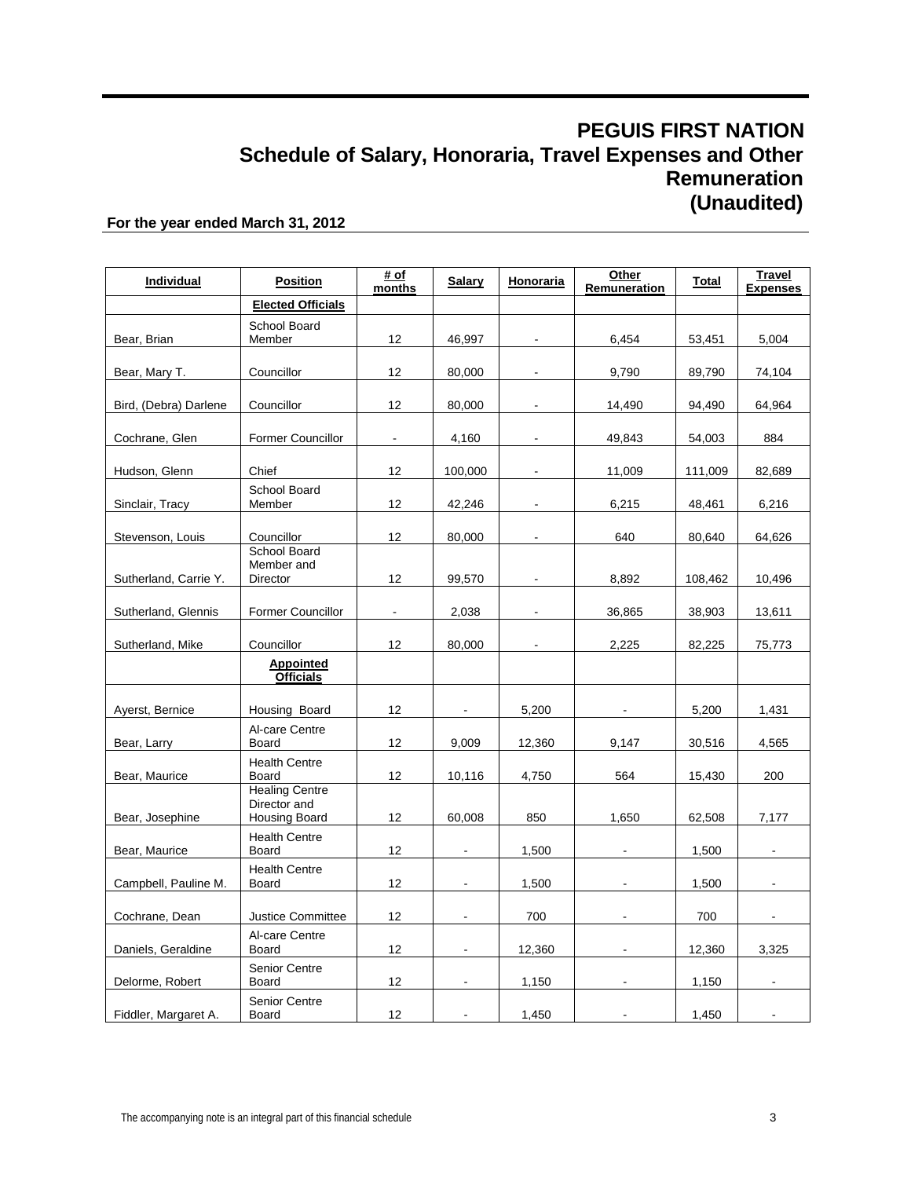# PEGUIS FIRST NATION

## Schedule of Salary, Honoraria, Travel Expenses and Other Remuneration (Unaudited)

**For the year ended March 31, 2012**

| Individual | Position | # of months | Salary | Honoraria | Other Remuneration | Total | Travel Expenses |
|---|---|---|---|---|---|---|---|
| | **Elected Officials** | | | | | | |
| Bear, Brian | School Board Member | 12 | 46,997 | - | 6,454 | 53,451 | 5,004 |
| Bear, Mary T. | Councillor | 12 | 80,000 | - | 9,790 | 89,790 | 74,104 |
| Bird, (Debra) Darlene | Councillor | 12 | 80,000 | - | 14,490 | 94,490 | 64,964 |
| Cochrane, Glen | Former Councillor | - | 4,160 | - | 49,843 | 54,003 | 884 |
| Hudson, Glenn | Chief | 12 | 100,000 | - | 11,009 | 111,009 | 82,689 |
| Sinclair, Tracy | School Board Member | 12 | 42,246 | - | 6,215 | 48,461 | 6,216 |
| Stevenson, Louis | Councillor | 12 | 80,000 | - | 640 | 80,640 | 64,626 |
| Sutherland, Carrie Y. | School Board Member and Director | 12 | 99,570 | - | 8,892 | 108,462 | 10,496 |
| Sutherland, Glennis | Former Councillor | - | 2,038 | - | 36,865 | 38,903 | 13,611 |
| Sutherland, Mike | Councillor | 12 | 80,000 | - | 2,225 | 82,225 | 75,773 |
| | **Appointed Officials** | | | | | | |
| Ayerst, Bernice | Housing Board | 12 | - | 5,200 | - | 5,200 | 1,431 |
| Bear, Larry | Al-care Centre Board | 12 | 9,009 | 12,360 | 9,147 | 30,516 | 4,565 |
| Bear, Maurice | Health Centre Board | 12 | 10,116 | 4,750 | 564 | 15,430 | 200 |
| Bear, Josephine | Healing Centre Director and Housing Board | 12 | 60,008 | 850 | 1,650 | 62,508 | 7,177 |
| Bear, Maurice | Health Centre Board | 12 | - | 1,500 | - | 1,500 | - |
| Campbell, Pauline M. | Health Centre Board | 12 | - | 1,500 | - | 1,500 | - |
| Cochrane, Dean | Justice Committee | 12 | - | 700 | - | 700 | - |
| Daniels, Geraldine | Al-care Centre Board | 12 | - | 12,360 | - | 12,360 | 3,325 |
| Delorme, Robert | Senior Centre Board | 12 | - | 1,150 | - | 1,150 | - |
| Fiddler, Margaret A. | Senior Centre Board | 12 | - | 1,450 | - | 1,450 | - |

The accompanying note is an integral part of this financial schedule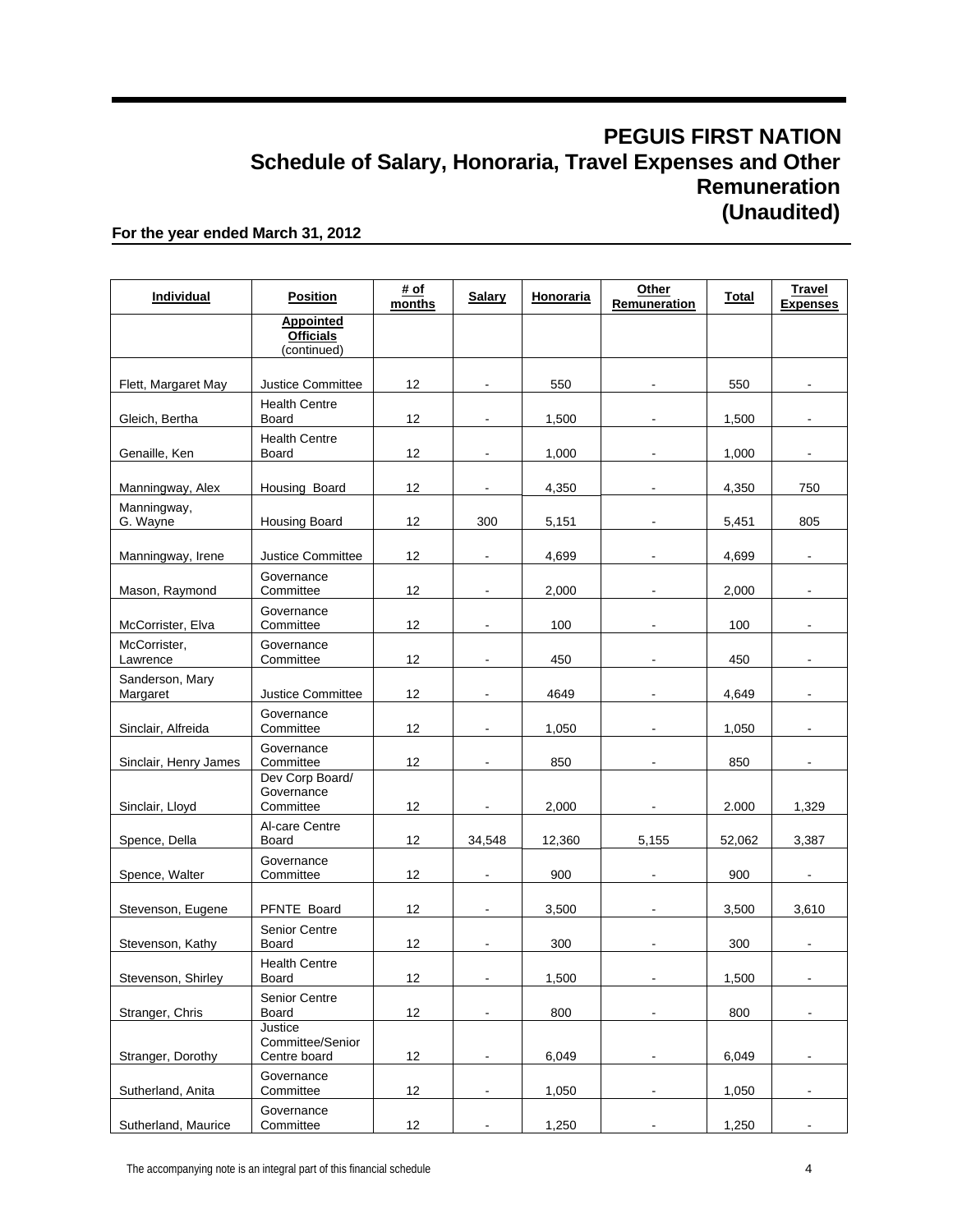# PEGUIS FIRST NATION
## Schedule of Salary, Honoraria, Travel Expenses and Other Remuneration (Unaudited)

**For the year ended March 31, 2012**

| Individual | Position | # of months | Salary | Honoraria | Other Remuneration | Total | Travel Expenses |
|---|---|---|---|---|---|---|---|
| | **Appointed Officials** (continued) | | | | | | |
| Flett, Margaret May | Justice Committee | 12 | - | 550 | - | 550 | - |
| Gleich, Bertha | Health Centre Board | 12 | - | 1,500 | - | 1,500 | - |
| Genaille, Ken | Health Centre Board | 12 | - | 1,000 | - | 1,000 | - |
| Manningway, Alex | Housing Board | 12 | - | 4,350 | - | 4,350 | 750 |
| Manningway, G. Wayne | Housing Board | 12 | 300 | 5,151 | - | 5,451 | 805 |
| Manningway, Irene | Justice Committee | 12 | - | 4,699 | - | 4,699 | - |
| Mason, Raymond | Governance Committee | 12 | - | 2,000 | - | 2,000 | - |
| McCorrister, Elva | Governance Committee | 12 | - | 100 | - | 100 | - |
| McCorrister, Lawrence | Governance Committee | 12 | - | 450 | - | 450 | - |
| Sanderson, Mary Margaret | Justice Committee | 12 | - | 4649 | - | 4,649 | - |
| Sinclair, Alfreida | Governance Committee | 12 | - | 1,050 | - | 1,050 | - |
| Sinclair, Henry James | Governance Committee | 12 | - | 850 | - | 850 | - |
| Sinclair, Lloyd | Dev Corp Board/ Governance Committee | 12 | - | 2,000 | - | 2.000 | 1,329 |
| Spence, Della | Al-care Centre Board | 12 | 34,548 | 12,360 | 5,155 | 52,062 | 3,387 |
| Spence, Walter | Governance Committee | 12 | - | 900 | - | 900 | - |
| Stevenson, Eugene | PFNTE Board | 12 | - | 3,500 | - | 3,500 | 3,610 |
| Stevenson, Kathy | Senior Centre Board | 12 | - | 300 | - | 300 | - |
| Stevenson, Shirley | Health Centre Board | 12 | - | 1,500 | - | 1,500 | - |
| Stranger, Chris | Senior Centre Board | 12 | - | 800 | - | 800 | - |
| Stranger, Dorothy | Justice Committee/Senior Centre board | 12 | - | 6,049 | - | 6,049 | - |
| Sutherland, Anita | Governance Committee | 12 | - | 1,050 | - | 1,050 | - |
| Sutherland, Maurice | Governance Committee | 12 | - | 1,250 | - | 1,250 | - |

The accompanying note is an integral part of this financial schedule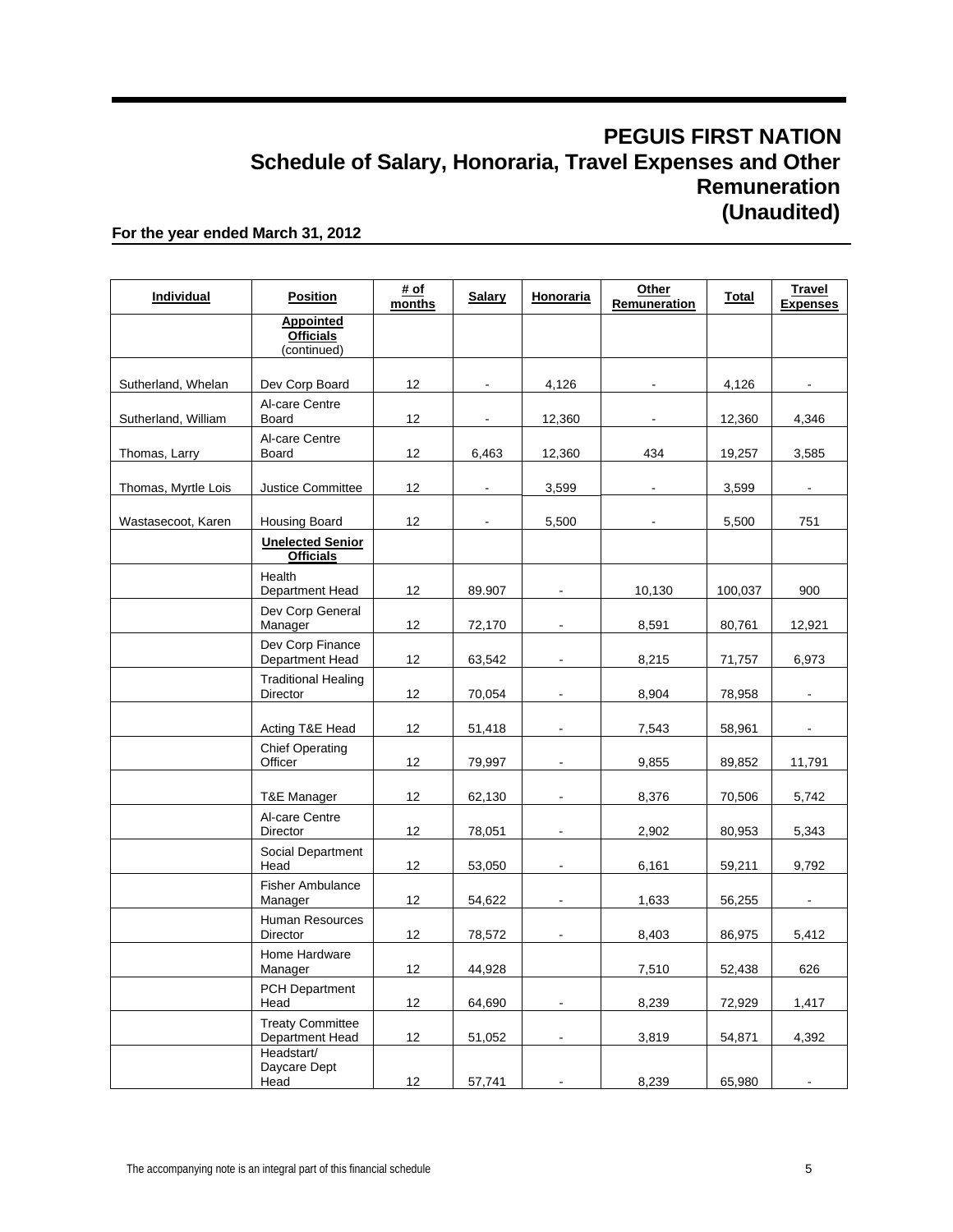# PEGUIS FIRST NATION
## Schedule of Salary, Honoraria, Travel Expenses and Other Remuneration (Unaudited)

**For the year ended March 31, 2012**

| Individual | Position | # of months | Salary | Honoraria | Other Remuneration | Total | Travel Expenses |
|---|---|---|---|---|---|---|---|
| | **Appointed Officials** (continued) | | | | | | |
| Sutherland, Whelan | Dev Corp Board | 12 | - | 4,126 | - | 4,126 | - |
| Sutherland, William | Al-care Centre Board | 12 | - | 12,360 | - | 12,360 | 4,346 |
| Thomas, Larry | Al-care Centre Board | 12 | 6,463 | 12,360 | 434 | 19,257 | 3,585 |
| Thomas, Myrtle Lois | Justice Committee | 12 | - | 3,599 | - | 3,599 | - |
| Wastasecoot, Karen | Housing Board | 12 | - | 5,500 | - | 5,500 | 751 |
| | **Unelected Senior Officials** | | | | | | |
| | Health Department Head | 12 | 89.907 | - | 10,130 | 100,037 | 900 |
| | Dev Corp General Manager | 12 | 72,170 | - | 8,591 | 80,761 | 12,921 |
| | Dev Corp Finance Department Head | 12 | 63,542 | - | 8,215 | 71,757 | 6,973 |
| | Traditional Healing Director | 12 | 70,054 | - | 8,904 | 78,958 | - |
| | Acting T&E Head | 12 | 51,418 | - | 7,543 | 58,961 | - |
| | Chief Operating Officer | 12 | 79,997 | - | 9,855 | 89,852 | 11,791 |
| | T&E Manager | 12 | 62,130 | - | 8,376 | 70,506 | 5,742 |
| | Al-care Centre Director | 12 | 78,051 | - | 2,902 | 80,953 | 5,343 |
| | Social Department Head | 12 | 53,050 | - | 6,161 | 59,211 | 9,792 |
| | Fisher Ambulance Manager | 12 | 54,622 | - | 1,633 | 56,255 | - |
| | Human Resources Director | 12 | 78,572 | - | 8,403 | 86,975 | 5,412 |
| | Home Hardware Manager | 12 | 44,928 | | 7,510 | 52,438 | 626 |
| | PCH Department Head | 12 | 64,690 | - | 8,239 | 72,929 | 1,417 |
| | Treaty Committee Department Head | 12 | 51,052 | - | 3,819 | 54,871 | 4,392 |
| | Headstart/ Daycare Dept Head | 12 | 57,741 | - | 8,239 | 65,980 | - |

The accompanying note is an integral part of this financial schedule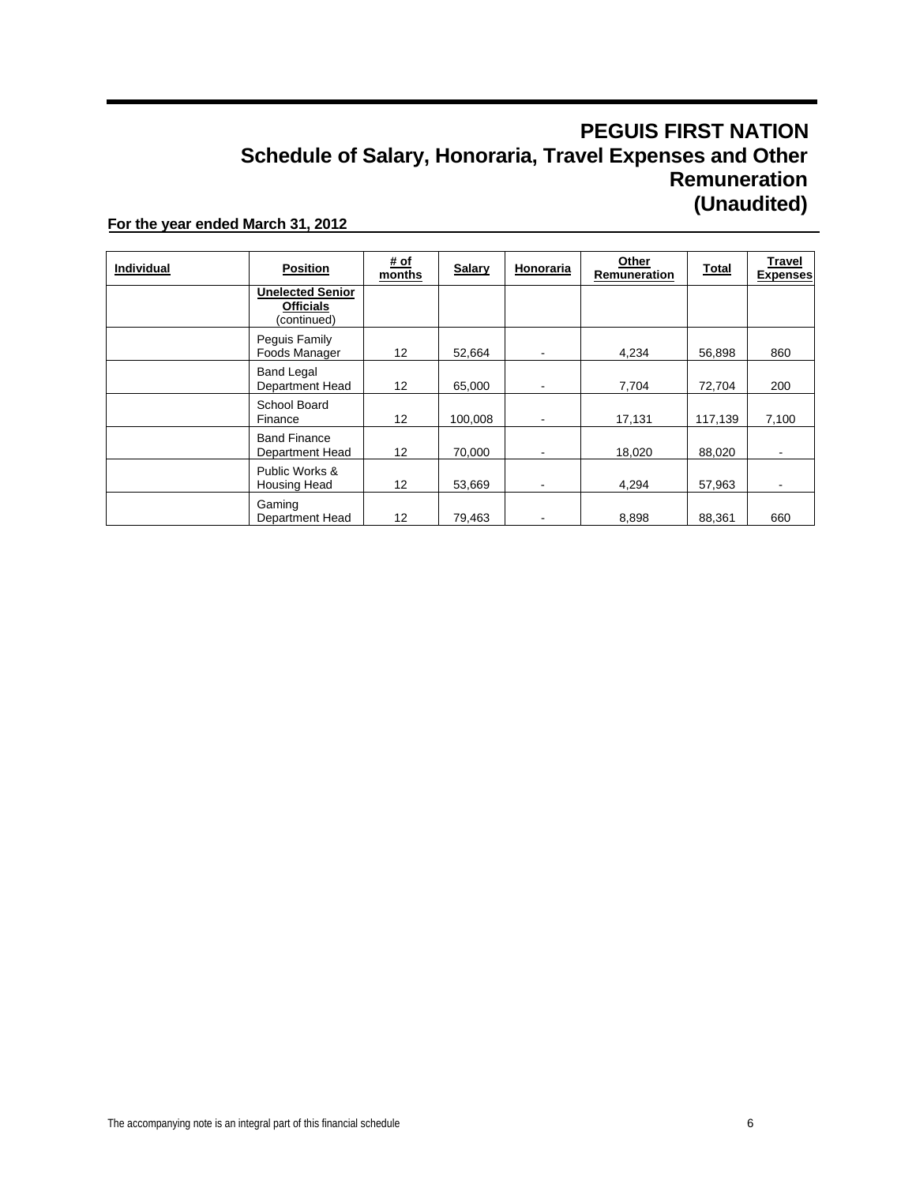# PEGUIS FIRST NATION
## Schedule of Salary, Honoraria, Travel Expenses and Other Remuneration (Unaudited)

**For the year ended March 31, 2012**

| Individual | Position | # of months | Salary | Honoraria | Other Remuneration | Total | Travel Expenses |
|---|---|---|---|---|---|---|---|
| | **Unelected Senior Officials** (continued) | | | | | | |
| | Peguis Family Foods Manager | 12 | 52,664 | - | 4,234 | 56,898 | 860 |
| | Band Legal Department Head | 12 | 65,000 | - | 7,704 | 72,704 | 200 |
| | School Board Finance | 12 | 100,008 | - | 17,131 | 117,139 | 7,100 |
| | Band Finance Department Head | 12 | 70,000 | - | 18,020 | 88,020 | - |
| | Public Works & Housing Head | 12 | 53,669 | - | 4,294 | 57,963 | - |
| | Gaming Department Head | 12 | 79,463 | - | 8,898 | 88,361 | 660 |

The accompanying note is an integral part of this financial schedule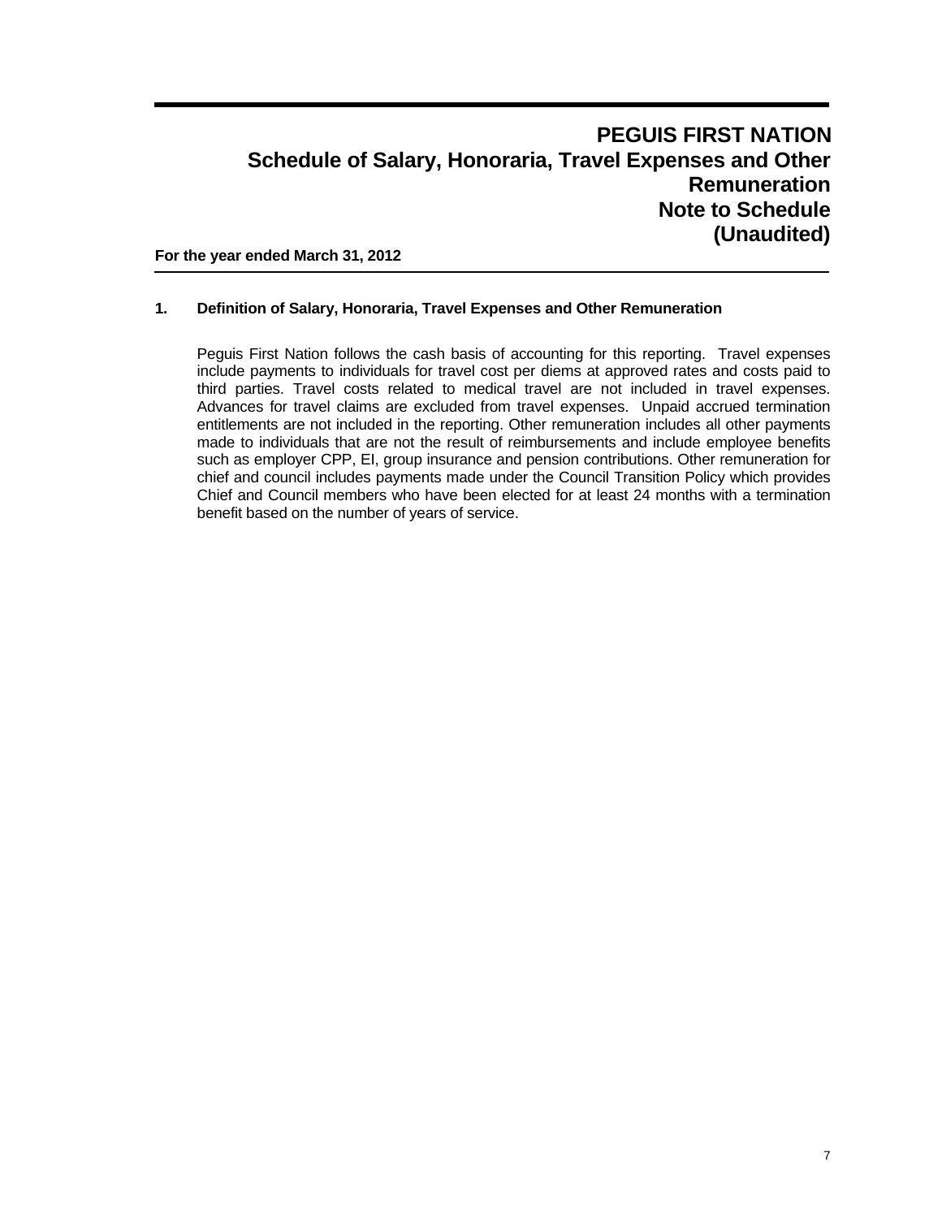# PEGUIS FIRST NATION
## Schedule of Salary, Honoraria, Travel Expenses and Other Remuneration
## Note to Schedule
## (Unaudited)

**For the year ended March 31, 2012**

### 1. Definition of Salary, Honoraria, Travel Expenses and Other Remuneration

Peguis First Nation follows the cash basis of accounting for this reporting. Travel expenses include payments to individuals for travel cost per diems at approved rates and costs paid to third parties. Travel costs related to medical travel are not included in travel expenses. Advances for travel claims are excluded from travel expenses. Unpaid accrued termination entitlements are not included in the reporting. Other remuneration includes all other payments made to individuals that are not the result of reimbursements and include employee benefits such as employer CPP, EI, group insurance and pension contributions. Other remuneration for chief and council includes payments made under the Council Transition Policy which provides Chief and Council members who have been elected for at least 24 months with a termination benefit based on the number of years of service.